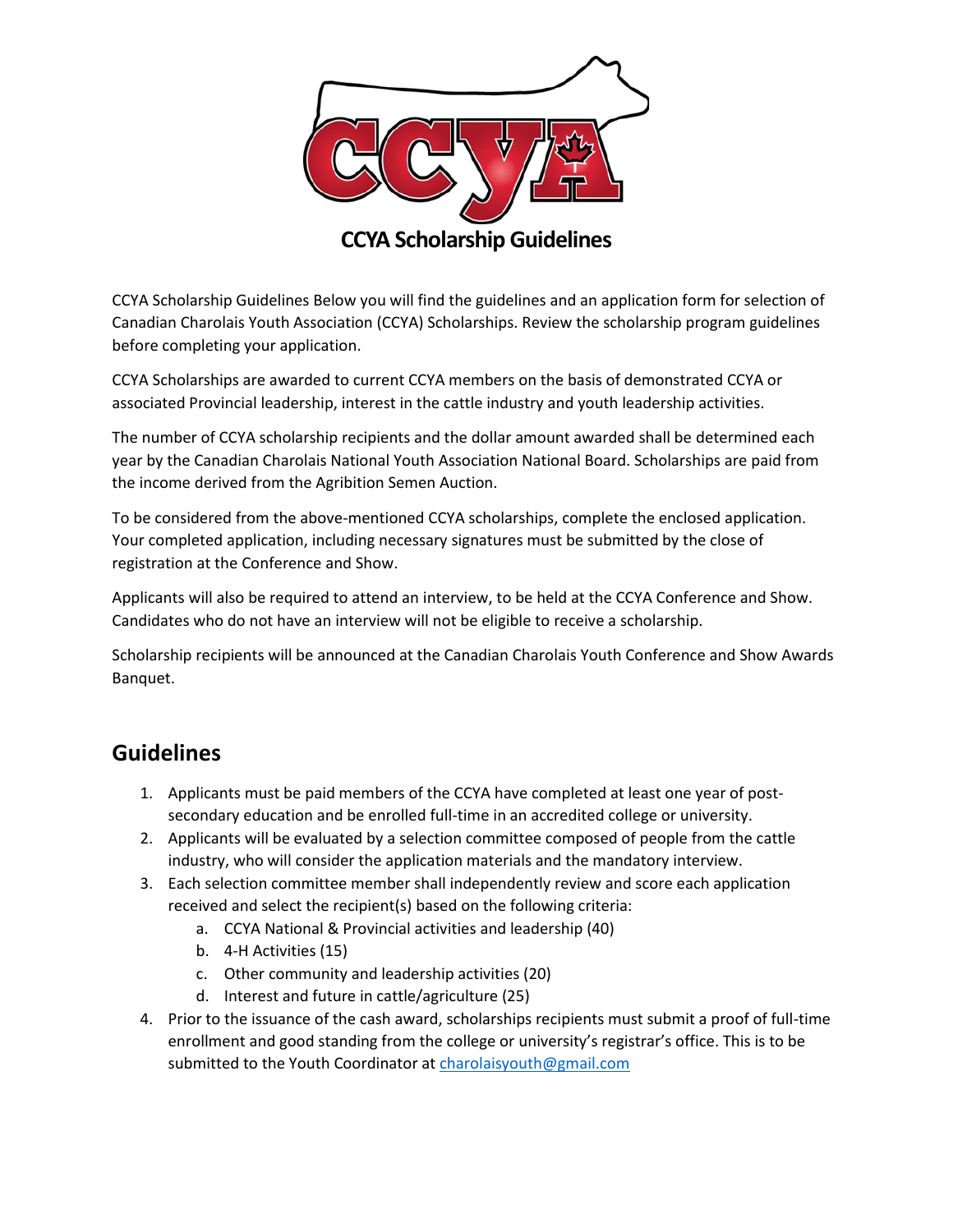# CCYA Scholarship Guidelines

CCYA Scholarship Guidelines Below you will find the guidelines and an application form for selection of Canadian Charolais Youth Association (CCYA) Scholarships. Review the scholarship program guidelines before completing your application.

CCYA Scholarships are awarded to current CCYA members on the basis of demonstrated CCYA or associated Provincial leadership, interest in the cattle industry and youth leadership activities.

The number of CCYA scholarship recipients and the dollar amount awarded shall be determined each year by the Canadian Charolais National Youth Association National Board. Scholarships are paid from the income derived from the Agribition Semen Auction.

To be considered from the above-mentioned CCYA scholarships, complete the enclosed application. Your completed application, including necessary signatures must be submitted by the close of registration at the Conference and Show.

Applicants will also be required to attend an interview, to be held at the CCYA Conference and Show. Candidates who do not have an interview will not be eligible to receive a scholarship.

Scholarship recipients will be announced at the Canadian Charolais Youth Conference and Show Awards Banquet.

## Guidelines

1. Applicants must be paid members of the CCYA have completed at least one year of post-secondary education and be enrolled full-time in an accredited college or university.
2. Applicants will be evaluated by a selection committee composed of people from the cattle industry, who will consider the application materials and the mandatory interview.
3. Each selection committee member shall independently review and score each application received and select the recipient(s) based on the following criteria:
   a. CCYA National & Provincial activities and leadership (40)
   b. 4-H Activities (15)
   c. Other community and leadership activities (20)
   d. Interest and future in cattle/agriculture (25)
4. Prior to the issuance of the cash award, scholarships recipients must submit a proof of full-time enrollment and good standing from the college or university's registrar's office. This is to be submitted to the Youth Coordinator at charolaisyouth@gmail.com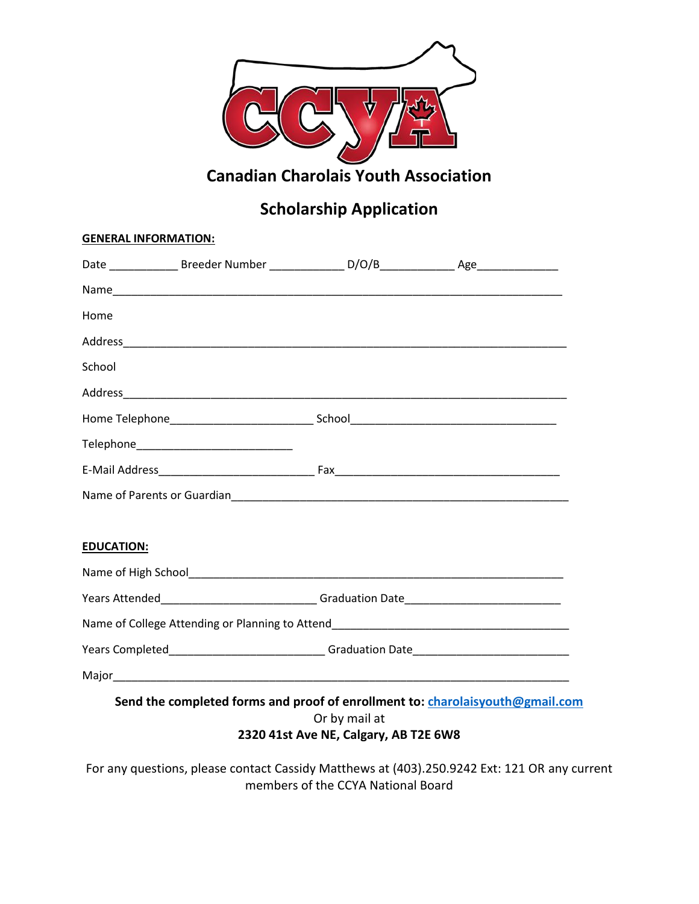# Canadian Charolais Youth Association

## Scholarship Application

**GENERAL INFORMATION:**

Date ___________ Breeder Number ____________ D/O/B____________ Age_____________

Name___________________________________________________________________________

Home

Address_________________________________________________________________________

School

Address_________________________________________________________________________

Home Telephone________________________ School__________________________________

Telephone_________________________

E-Mail Address_________________________ Fax_____________________________________

Name of Parents or Guardian_______________________________________________________

**EDUCATION:**

Name of High School_______________________________________________________________

Years Attended________________________ Graduation Date________________________

Name of College Attending or Planning to Attend_______________________________________

Years Completed________________________ Graduation Date________________________

Major___________________________________________________________________________

**Send the completed forms and proof of enrollment to: charolaisyouth@gmail.com**

Or by mail at

**2320 41st Ave NE, Calgary, AB T2E 6W8**

For any questions, please contact Cassidy Matthews at (403).250.9242 Ext: 121 OR any current members of the CCYA National Board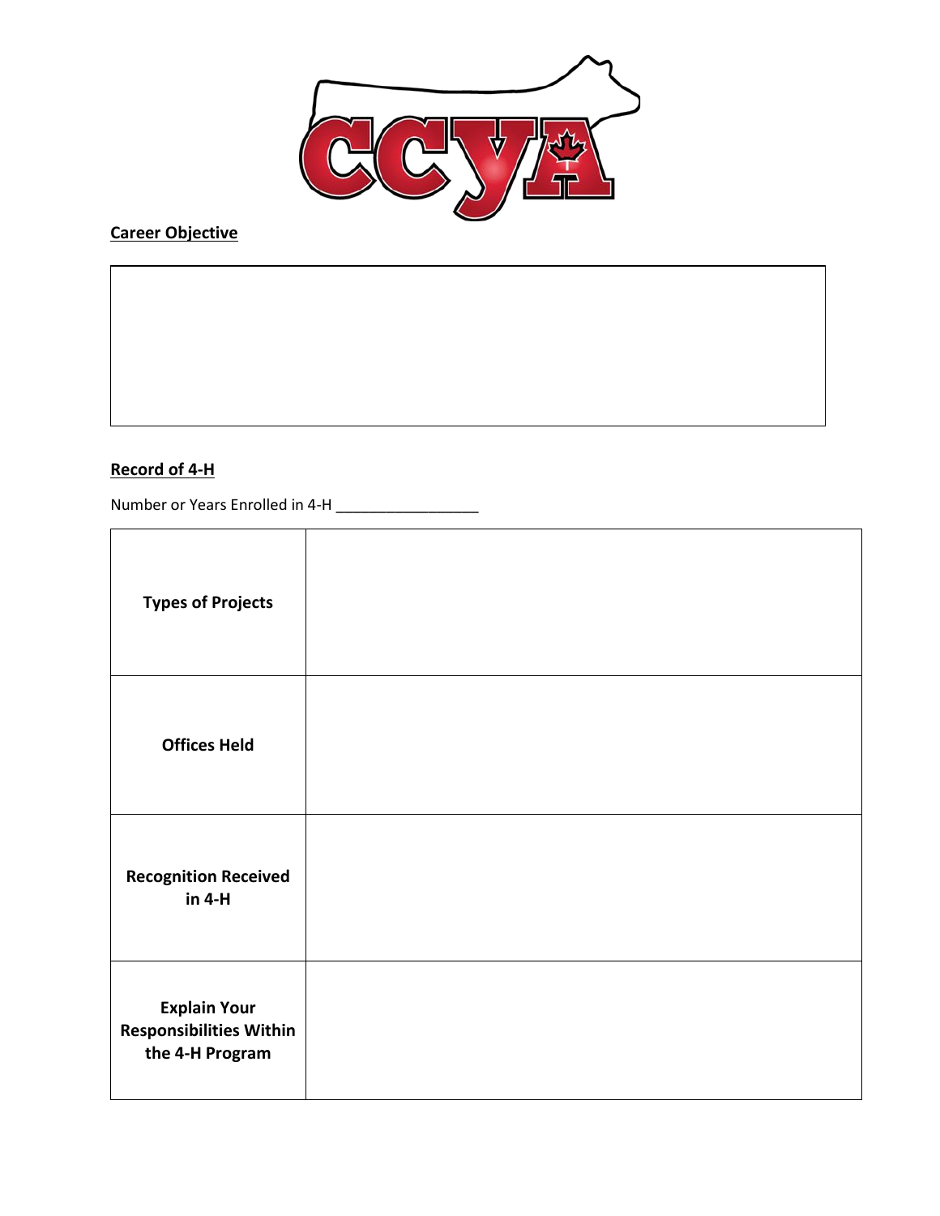**Career Objective**

| |
|---|
| |

**Record of 4-H**

Number or Years Enrolled in 4-H _________________

| | |
|---|---|
| **Types of Projects** | |
| **Offices Held** | |
| **Recognition Received in 4-H** | |
| **Explain Your Responsibilities Within the 4-H Program** | |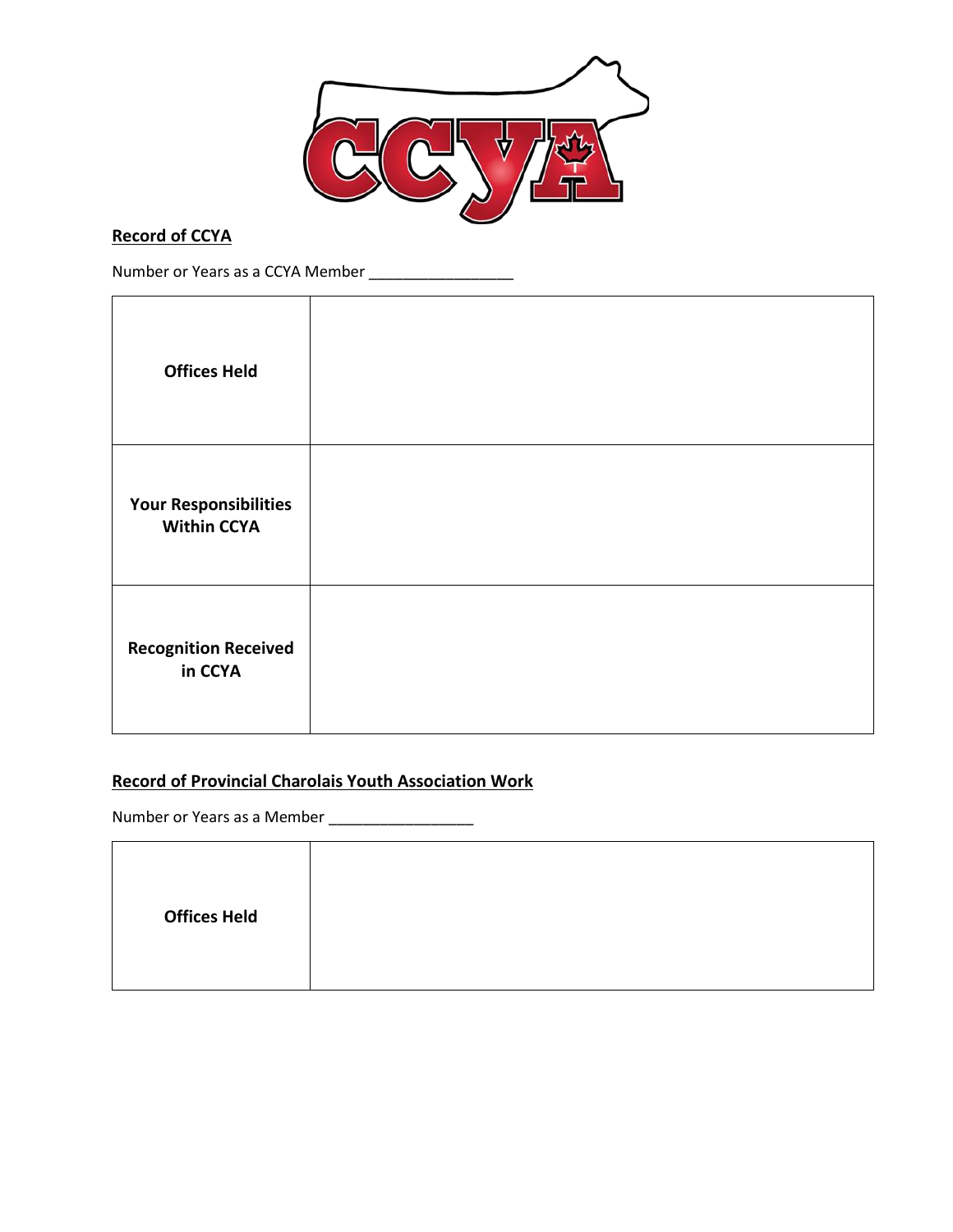**Record of CCYA**

Number or Years as a CCYA Member _________________

| | |
|---|---|
| **Offices Held** | |
| **Your Responsibilities Within CCYA** | |
| **Recognition Received in CCYA** | |

**Record of Provincial Charolais Youth Association Work**

Number or Years as a Member _________________

| | |
|---|---|
| **Offices Held** | |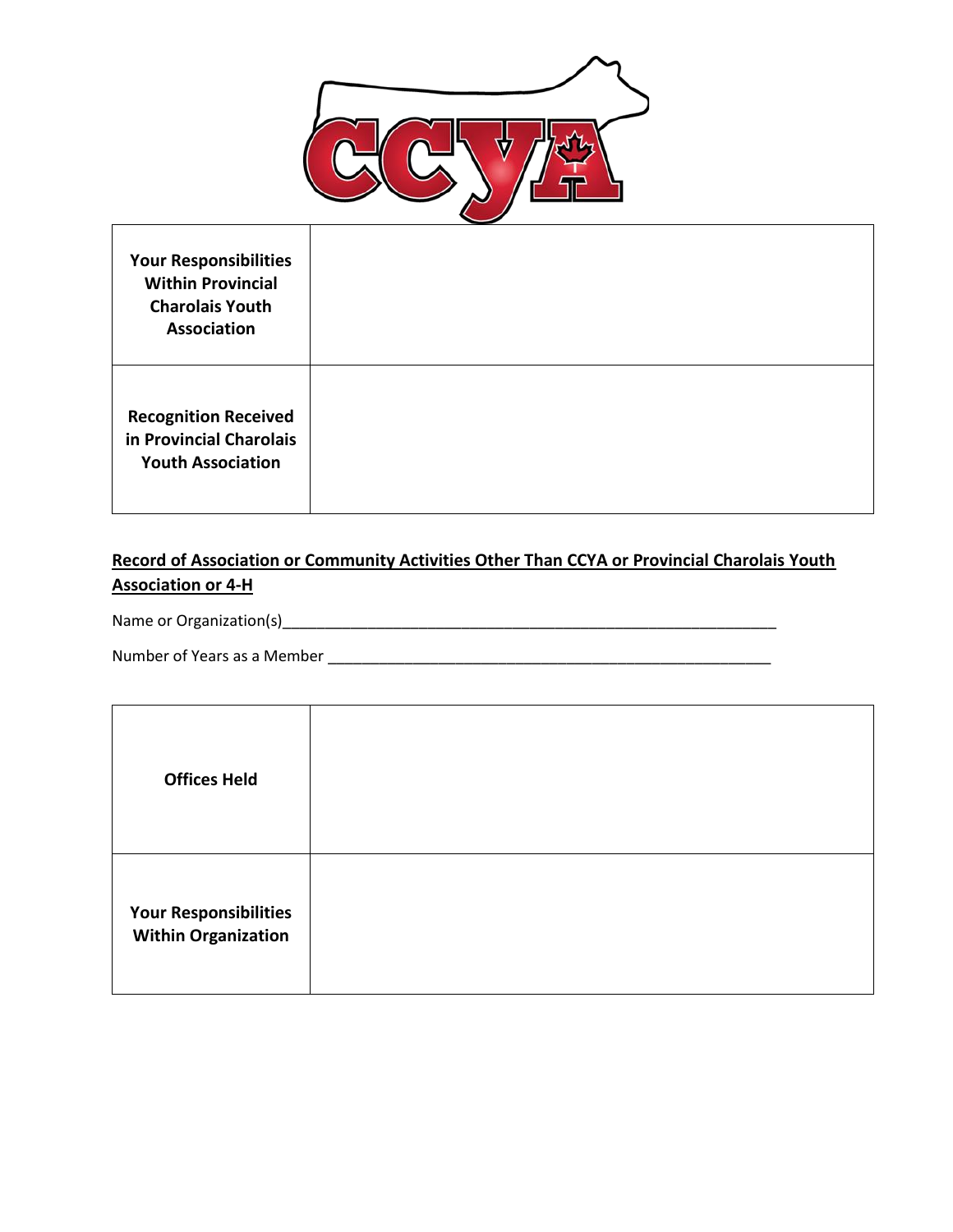| Your Responsibilities Within Provincial Charolais Youth Association | |
|---|---|
| **Recognition Received in Provincial Charolais Youth Association** | |

**Record of Association or Community Activities Other Than CCYA or Provincial Charolais Youth Association or 4-H**

Name or Organization(s)_____________________________________________________________

Number of Years as a Member ______________________________________________________

| Offices Held | |
|---|---|
| **Your Responsibilities Within Organization** | |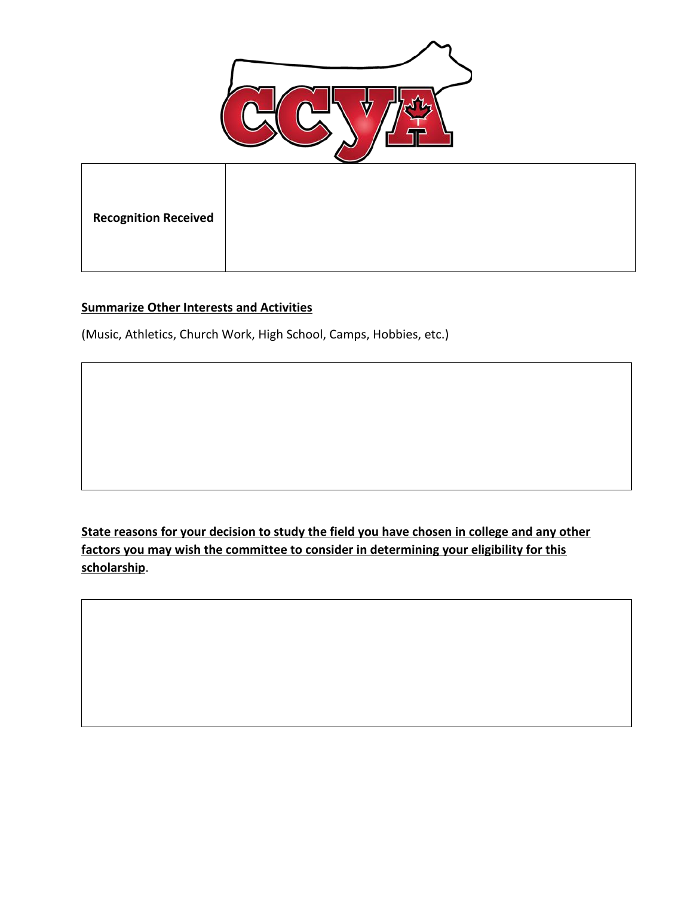| **Recognition Received** | |
|---|---|

**Summarize Other Interests and Activities**

(Music, Athletics, Church Work, High School, Camps, Hobbies, etc.)

| |
|---|

**State reasons for your decision to study the field you have chosen in college and any other factors you may wish the committee to consider in determining your eligibility for this scholarship**.

| |
|---|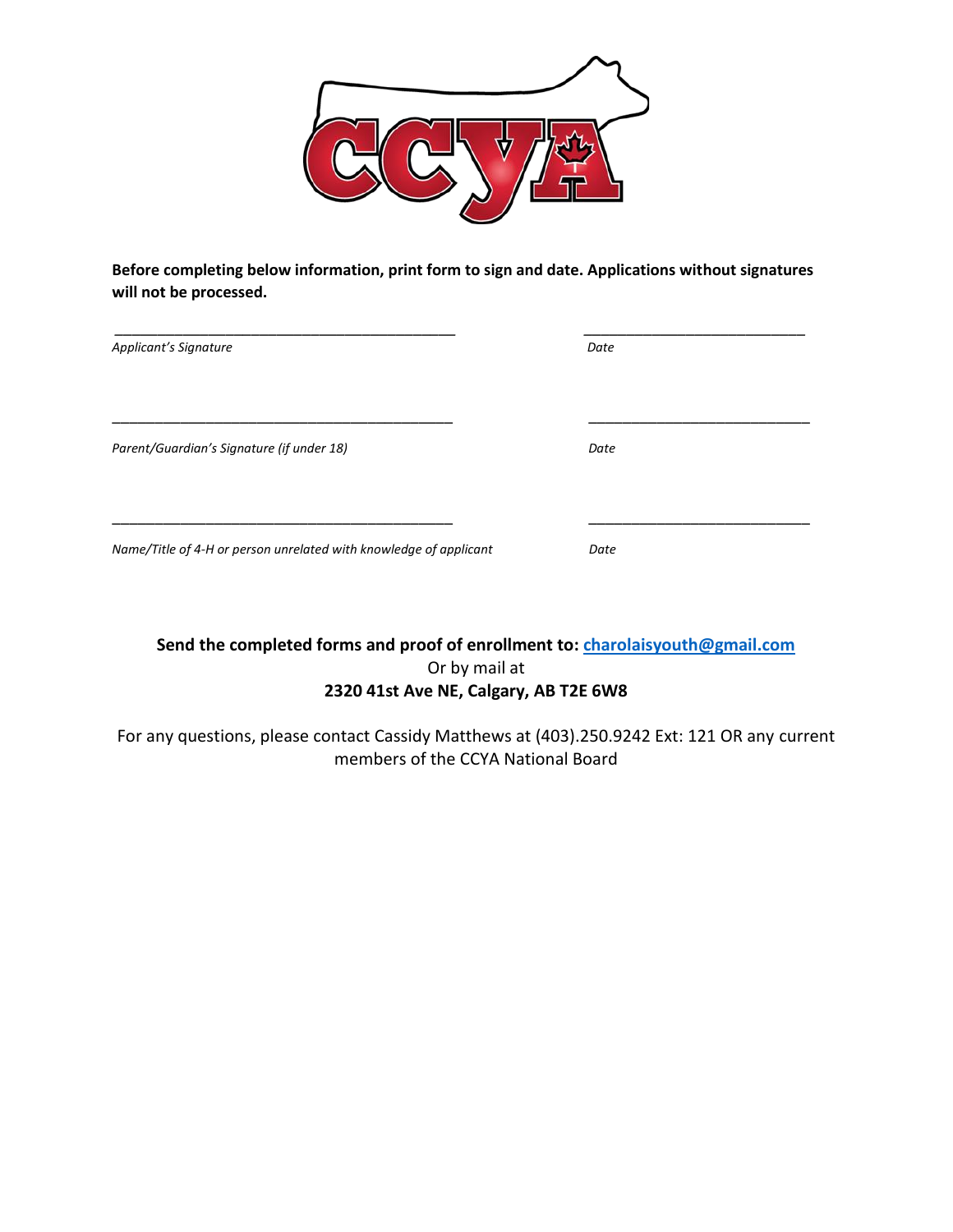**Before completing below information, print form to sign and date. Applications without signatures will not be processed.**

_____________________________________________ _____________________________

*Applicant's Signature* *Date*

_____________________________________________ _____________________________

*Parent/Guardian's Signature (if under 18)* *Date*

_____________________________________________ _____________________________

*Name/Title of 4-H or person unrelated with knowledge of applicant* *Date*

**Send the completed forms and proof of enrollment to: charolaisyouth@gmail.com**

Or by mail at

**2320 41st Ave NE, Calgary, AB T2E 6W8**

For any questions, please contact Cassidy Matthews at (403).250.9242 Ext: 121 OR any current members of the CCYA National Board